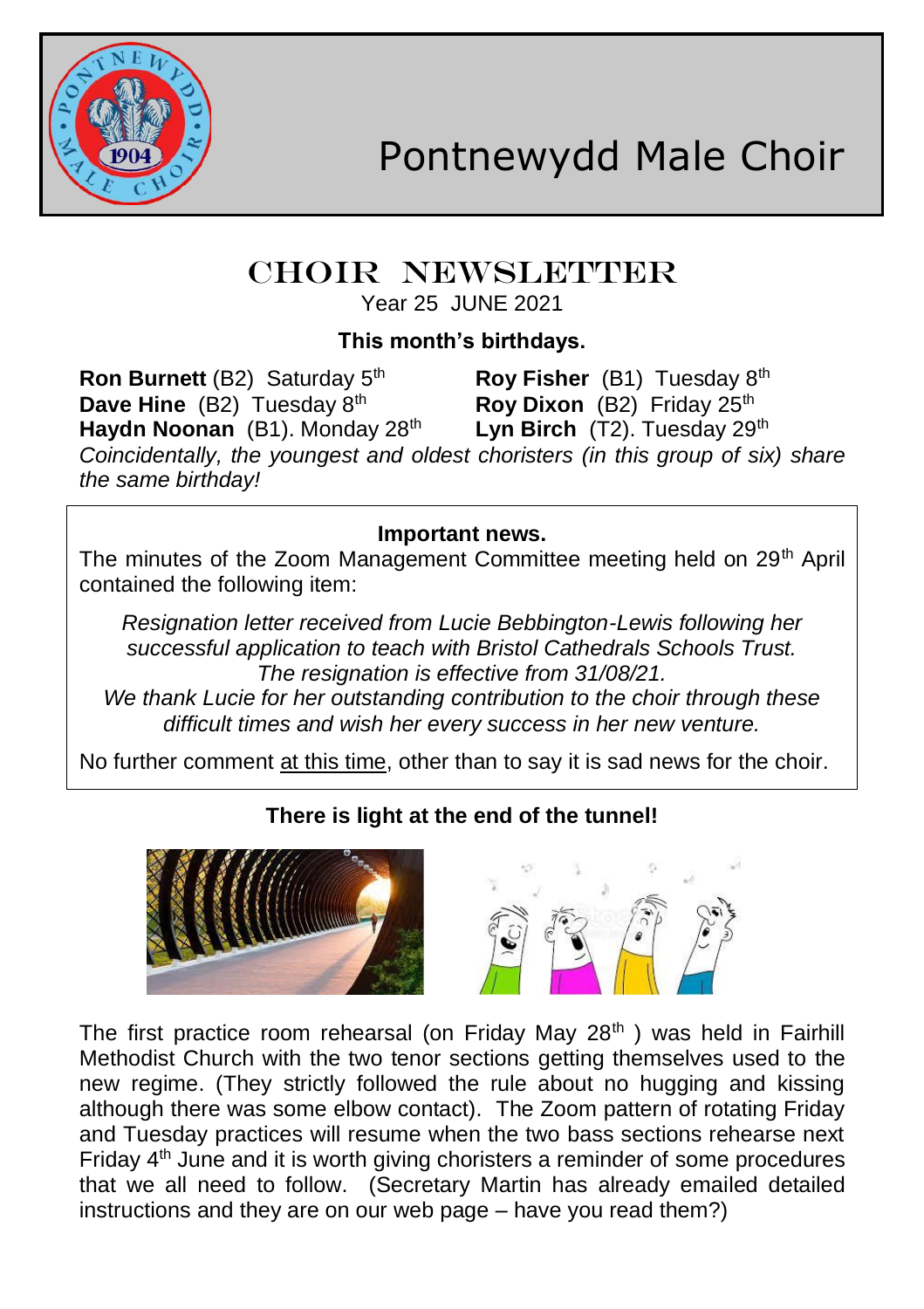# Pontnewydd Male Choir

## CHOIR NEWSLETTER

Year 25 JUNE 2021

### This month's birthdays.

**Ron Burnett** (B2) Saturday 5th
**Roy Fisher** (B1) Tuesday 8th
**Dave Hine** (B2) Tuesday 8th
**Roy Dixon** (B2) Friday 25th
**Haydn Noonan** (B1). Monday 28th
**Lyn Birch** (T2). Tuesday 29th

*Coincidentally, the youngest and oldest choristers (in this group of six) share the same birthday!*

### Important news.

The minutes of the Zoom Management Committee meeting held on 29th April contained the following item:

*Resignation letter received from Lucie Bebbington-Lewis following her successful application to teach with Bristol Cathedrals Schools Trust. The resignation is effective from 31/08/21.*
*We thank Lucie for her outstanding contribution to the choir through these difficult times and wish her every success in her new venture.*

No further comment at this time, other than to say it is sad news for the choir.

### There is light at the end of the tunnel!

The first practice room rehearsal (on Friday May 28th ) was held in Fairhill Methodist Church with the two tenor sections getting themselves used to the new regime. (They strictly followed the rule about no hugging and kissing although there was some elbow contact). The Zoom pattern of rotating Friday and Tuesday practices will resume when the two bass sections rehearse next Friday 4th June and it is worth giving choristers a reminder of some procedures that we all need to follow. (Secretary Martin has already emailed detailed instructions and they are on our web page – have you read them?)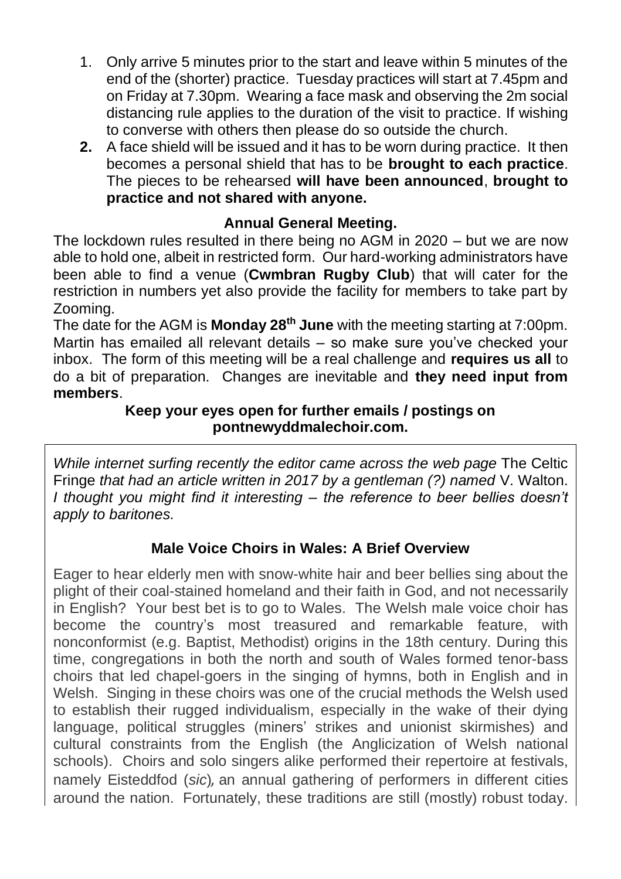1. Only arrive 5 minutes prior to the start and leave within 5 minutes of the end of the (shorter) practice. Tuesday practices will start at 7.45pm and on Friday at 7.30pm. Wearing a face mask and observing the 2m social distancing rule applies to the duration of the visit to practice. If wishing to converse with others then please do so outside the church.
2. A face shield will be issued and it has to be worn during practice. It then becomes a personal shield that has to be **brought to each practice**. The pieces to be rehearsed **will have been announced**, **brought to practice and not shared with anyone.**

**Annual General Meeting.**

The lockdown rules resulted in there being no AGM in 2020 – but we are now able to hold one, albeit in restricted form. Our hard-working administrators have been able to find a venue (**Cwmbran Rugby Club**) that will cater for the restriction in numbers yet also provide the facility for members to take part by Zooming.

The date for the AGM is **Monday 28th June** with the meeting starting at 7:00pm. Martin has emailed all relevant details – so make sure you've checked your inbox. The form of this meeting will be a real challenge and **requires us all** to do a bit of preparation. Changes are inevitable and **they need input from members**.

**Keep your eyes open for further emails / postings on pontnewyddmalechoir.com.**

*While internet surfing recently the editor came across the web page* The Celtic Fringe *that had an article written in 2017 by a gentleman (?) named* V. Walton. *I thought you might find it interesting – the reference to beer bellies doesn't apply to baritones.*

**Male Voice Choirs in Wales: A Brief Overview**

Eager to hear elderly men with snow-white hair and beer bellies sing about the plight of their coal-stained homeland and their faith in God, and not necessarily in English? Your best bet is to go to Wales. The Welsh male voice choir has become the country's most treasured and remarkable feature, with nonconformist (e.g. Baptist, Methodist) origins in the 18th century. During this time, congregations in both the north and south of Wales formed tenor-bass choirs that led chapel-goers in the singing of hymns, both in English and in Welsh. Singing in these choirs was one of the crucial methods the Welsh used to establish their rugged individualism, especially in the wake of their dying language, political struggles (miners' strikes and unionist skirmishes) and cultural constraints from the English (the Anglicization of Welsh national schools). Choirs and solo singers alike performed their repertoire at festivals, namely Eisteddfod (*sic*), an annual gathering of performers in different cities around the nation. Fortunately, these traditions are still (mostly) robust today.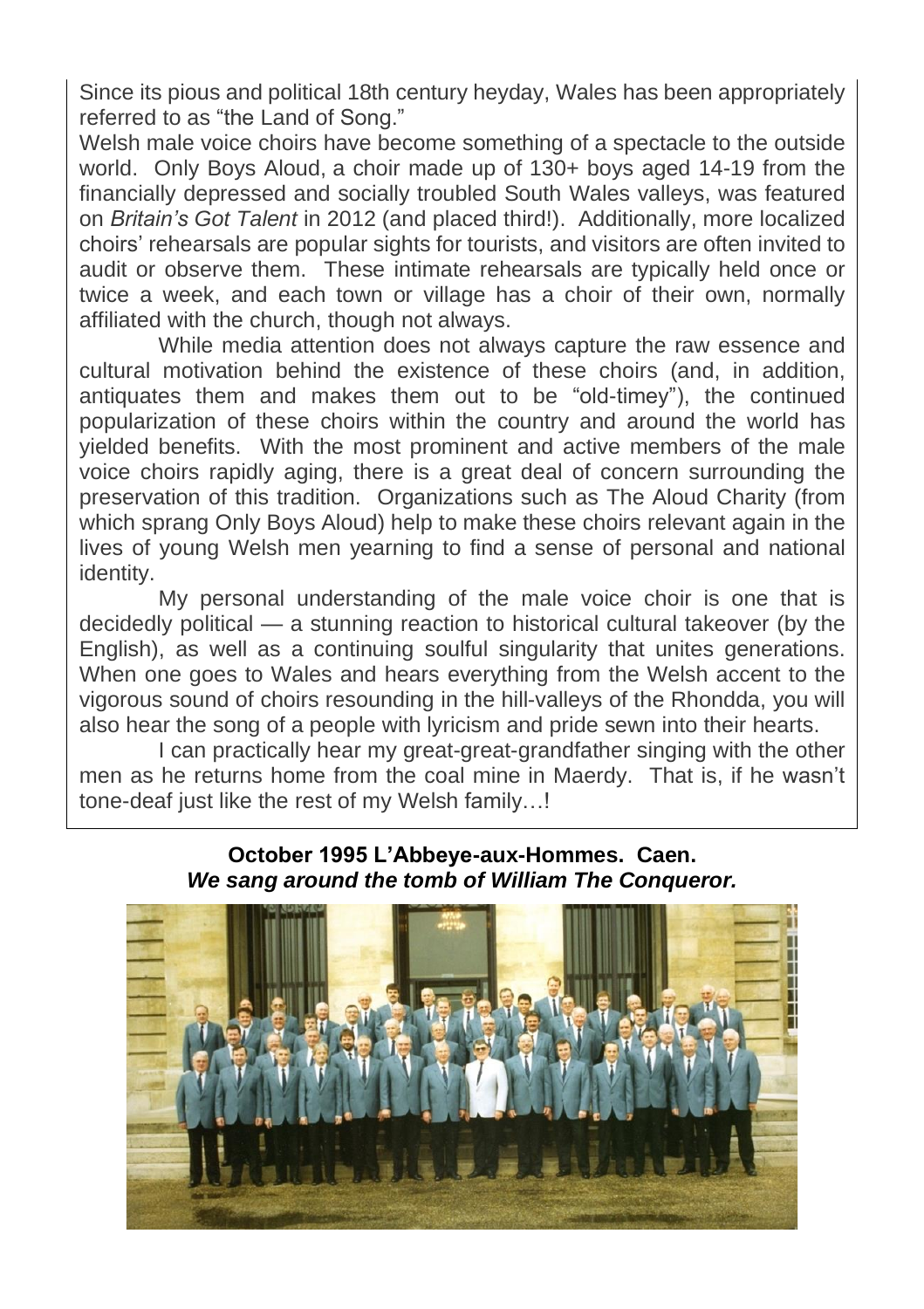Since its pious and political 18th century heyday, Wales has been appropriately referred to as "the Land of Song."

Welsh male voice choirs have become something of a spectacle to the outside world. Only Boys Aloud, a choir made up of 130+ boys aged 14-19 from the financially depressed and socially troubled South Wales valleys, was featured on *Britain's Got Talent* in 2012 (and placed third!). Additionally, more localized choirs' rehearsals are popular sights for tourists, and visitors are often invited to audit or observe them. These intimate rehearsals are typically held once or twice a week, and each town or village has a choir of their own, normally affiliated with the church, though not always.

While media attention does not always capture the raw essence and cultural motivation behind the existence of these choirs (and, in addition, antiquates them and makes them out to be "old-timey"), the continued popularization of these choirs within the country and around the world has yielded benefits. With the most prominent and active members of the male voice choirs rapidly aging, there is a great deal of concern surrounding the preservation of this tradition. Organizations such as The Aloud Charity (from which sprang Only Boys Aloud) help to make these choirs relevant again in the lives of young Welsh men yearning to find a sense of personal and national identity.

My personal understanding of the male voice choir is one that is decidedly political — a stunning reaction to historical cultural takeover (by the English), as well as a continuing soulful singularity that unites generations. When one goes to Wales and hears everything from the Welsh accent to the vigorous sound of choirs resounding in the hill-valleys of the Rhondda, you will also hear the song of a people with lyricism and pride sewn into their hearts.

I can practically hear my great-great-grandfather singing with the other men as he returns home from the coal mine in Maerdy. That is, if he wasn't tone-deaf just like the rest of my Welsh family…!

**October 1995 L'Abbeye-aux-Hommes. Caen.**
***We sang around the tomb of William The Conqueror.***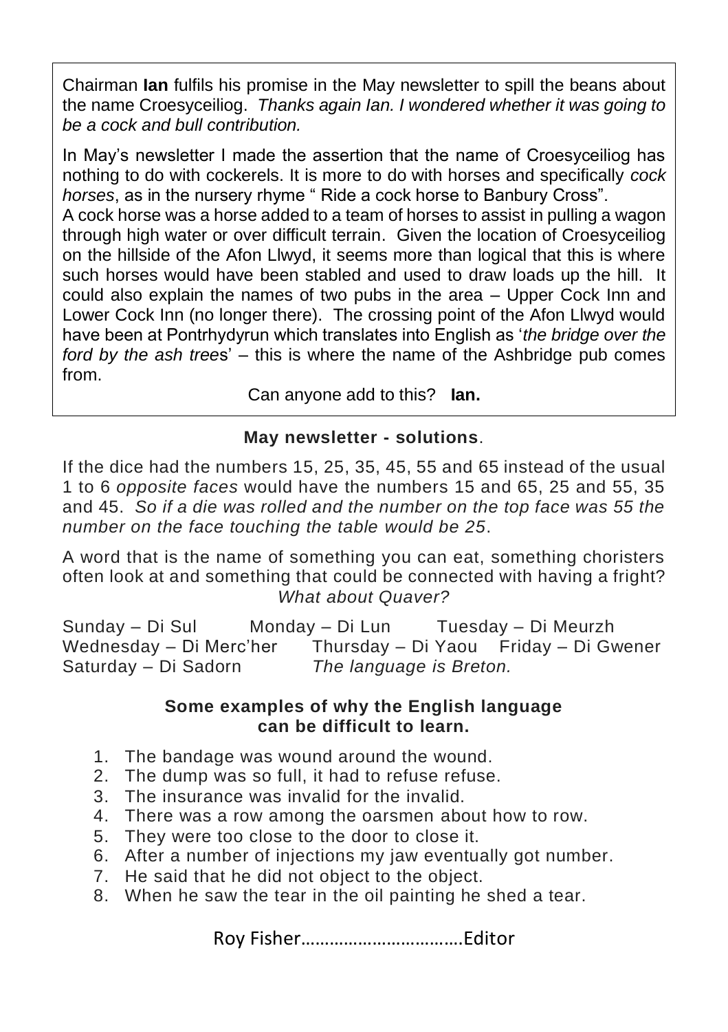Chairman **Ian** fulfils his promise in the May newsletter to spill the beans about the name Croesyceiliog. *Thanks again Ian. I wondered whether it was going to be a cock and bull contribution.*

In May's newsletter I made the assertion that the name of Croesyceiliog has nothing to do with cockerels. It is more to do with horses and specifically *cock horses*, as in the nursery rhyme " Ride a cock horse to Banbury Cross".

A cock horse was a horse added to a team of horses to assist in pulling a wagon through high water or over difficult terrain. Given the location of Croesyceiliog on the hillside of the Afon Llwyd, it seems more than logical that this is where such horses would have been stabled and used to draw loads up the hill. It could also explain the names of two pubs in the area – Upper Cock Inn and Lower Cock Inn (no longer there). The crossing point of the Afon Llwyd would have been at Pontrhydyrun which translates into English as '*the bridge over the ford by the ash trees*' – this is where the name of the Ashbridge pub comes from.

Can anyone add to this? **Ian.**

## May newsletter - solutions.

If the dice had the numbers 15, 25, 35, 45, 55 and 65 instead of the usual 1 to 6 *opposite faces* would have the numbers 15 and 65, 25 and 55, 35 and 45. *So if a die was rolled and the number on the top face was 55 the number on the face touching the table would be 25*.

A word that is the name of something you can eat, something choristers often look at and something that could be connected with having a fright? *What about Quaver?*

Sunday – Di Sul    Monday – Di Lun    Tuesday – Di Meurzh
Wednesday – Di Merc'her    Thursday – Di Yaou    Friday – Di Gwener
Saturday – Di Sadorn    *The language is Breton.*

## Some examples of why the English language can be difficult to learn.

1. The bandage was wound around the wound.
2. The dump was so full, it had to refuse refuse.
3. The insurance was invalid for the invalid.
4. There was a row among the oarsmen about how to row.
5. They were too close to the door to close it.
6. After a number of injections my jaw eventually got number.
7. He said that he did not object to the object.
8. When he saw the tear in the oil painting he shed a tear.

Roy Fisher……………………………Editor